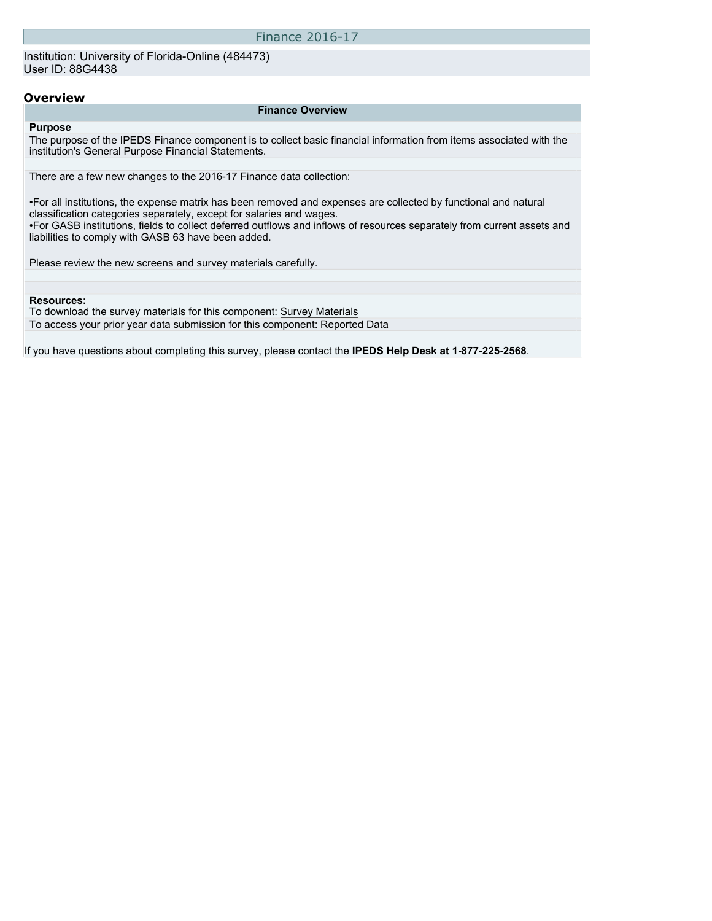# Finance 2016-17

Institution: University of Florida-Online (484473)
User ID: 88G4438

## Overview

**Finance Overview**

**Purpose**

The purpose of the IPEDS Finance component is to collect basic financial information from items associated with the institution's General Purpose Financial Statements.

There are a few new changes to the 2016-17 Finance data collection:

- For all institutions, the expense matrix has been removed and expenses are collected by functional and natural classification categories separately, except for salaries and wages.
- For GASB institutions, fields to collect deferred outflows and inflows of resources separately from current assets and liabilities to comply with GASB 63 have been added.

Please review the new screens and survey materials carefully.

**Resources:**

To download the survey materials for this component: Survey Materials

To access your prior year data submission for this component: Reported Data

If you have questions about completing this survey, please contact the **IPEDS Help Desk at 1-877-225-2568**.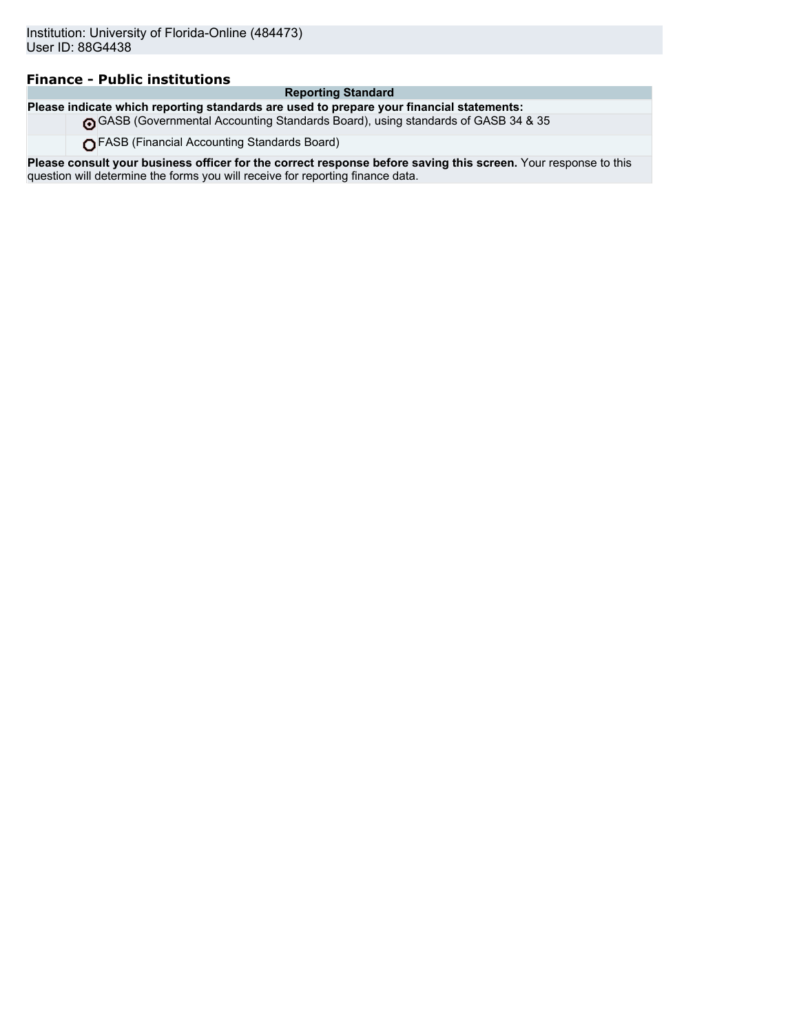Institution: University of Florida-Online (484473)
User ID: 88G4438

## Finance - Public institutions

| Reporting Standard | |
|---|---|
| **Please indicate which reporting standards are used to prepare your financial statements:** | |
| ◉ | GASB (Governmental Accounting Standards Board), using standards of GASB 34 & 35 |
| ○ | FASB (Financial Accounting Standards Board) |
| **Please consult your business officer for the correct response before saving this screen.** Your response to this question will determine the forms you will receive for reporting finance data. | |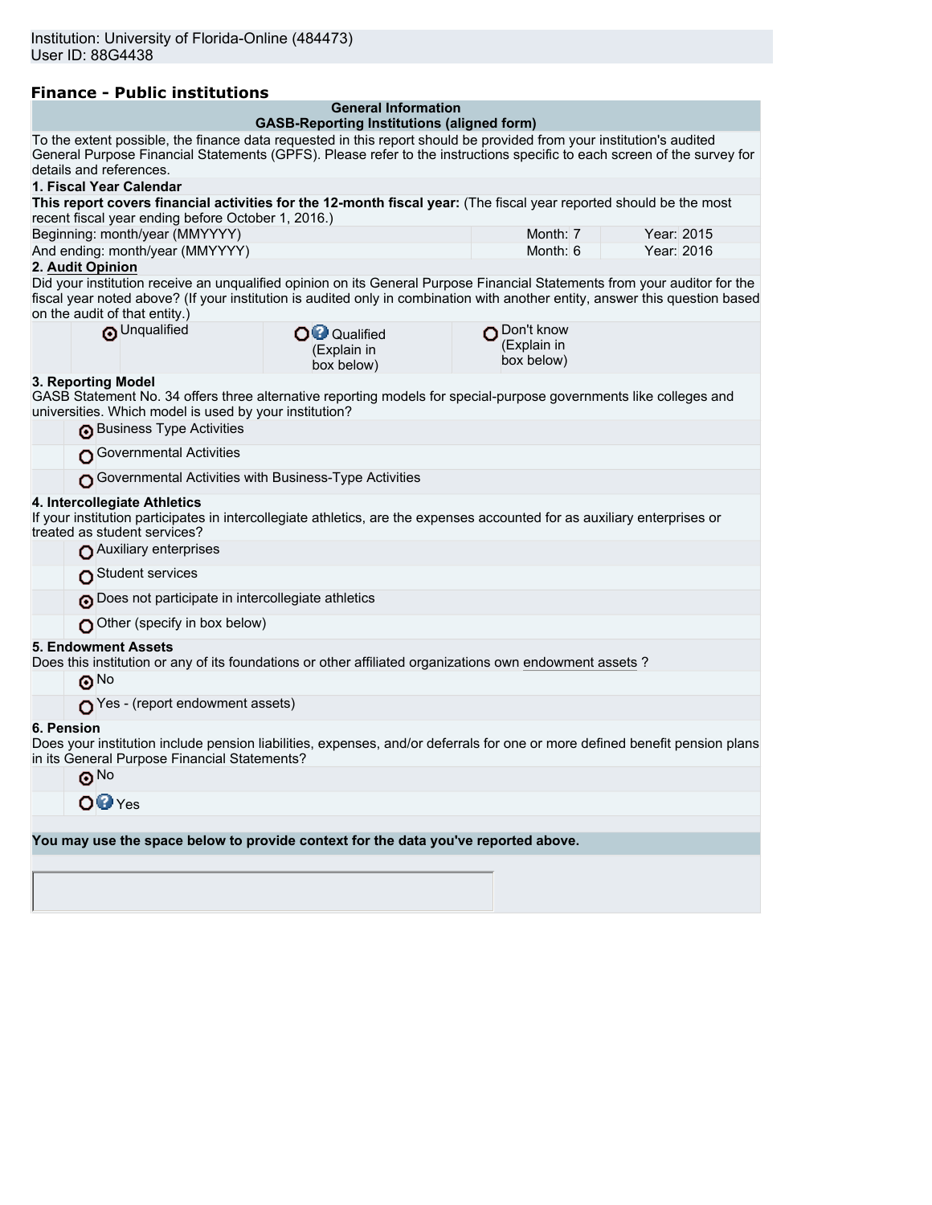Institution: University of Florida-Online (484473)
User ID: 88G4438

## Finance - Public institutions

**General Information**
**GASB-Reporting Institutions (aligned form)**

To the extent possible, the finance data requested in this report should be provided from your institution's audited General Purpose Financial Statements (GPFS). Please refer to the instructions specific to each screen of the survey for details and references.

### 1. Fiscal Year Calendar

**This report covers financial activities for the 12-month fiscal year:** (The fiscal year reported should be the most recent fiscal year ending before October 1, 2016.)

| | Month | Year |
|---|---|---|
| Beginning: month/year (MMYYYY) | Month: 7 | Year: 2015 |
| And ending: month/year (MMYYYY) | Month: 6 | Year: 2016 |

### 2. Audit Opinion

Did your institution receive an unqualified opinion on its General Purpose Financial Statements from your auditor for the fiscal year noted above? (If your institution is audited only in combination with another entity, answer this question based on the audit of that entity.)

- (selected) Unqualified
- Qualified (Explain in box below)
- Don't know (Explain in box below)

### 3. Reporting Model

GASB Statement No. 34 offers three alternative reporting models for special-purpose governments like colleges and universities. Which model is used by your institution?

- (selected) Business Type Activities
- Governmental Activities
- Governmental Activities with Business-Type Activities

### 4. Intercollegiate Athletics

If your institution participates in intercollegiate athletics, are the expenses accounted for as auxiliary enterprises or treated as student services?

- Auxiliary enterprises
- Student services
- (selected) Does not participate in intercollegiate athletics
- Other (specify in box below)

### 5. Endowment Assets

Does this institution or any of its foundations or other affiliated organizations own endowment assets ?

- (selected) No
- Yes - (report endowment assets)

### 6. Pension

Does your institution include pension liabilities, expenses, and/or deferrals for one or more defined benefit pension plans in its General Purpose Financial Statements?

- (selected) No
- Yes

**You may use the space below to provide context for the data you've reported above.**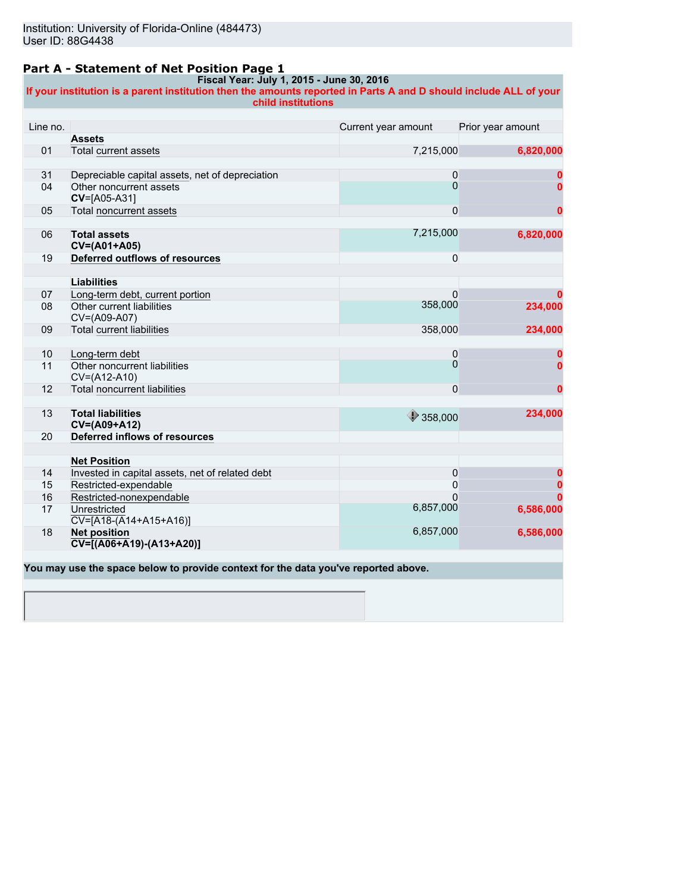Institution: University of Florida-Online (484473)
User ID: 88G4438

## Part A - Statement of Net Position Page 1

**Fiscal Year: July 1, 2015 - June 30, 2016**

**If your institution is a parent institution then the amounts reported in Parts A and D should include ALL of your child institutions**

| Line no. | | Current year amount | Prior year amount |
|---|---|---|---|
| | **Assets** | | |
| 01 | Total current assets | 7,215,000 | 6,820,000 |
| | | | |
| 31 | Depreciable capital assets, net of depreciation | 0 | 0 |
| 04 | Other noncurrent assets **CV**=[A05-A31] | 0 | 0 |
| 05 | Total noncurrent assets | 0 | 0 |
| | | | |
| 06 | **Total assets** **CV=(A01+A05)** | 7,215,000 | 6,820,000 |
| 19 | **Deferred outflows of resources** | 0 | |
| | | | |
| | **Liabilities** | | |
| 07 | Long-term debt, current portion | 0 | 0 |
| 08 | Other current liabilities CV=(A09-A07) | 358,000 | 234,000 |
| 09 | Total current liabilities | 358,000 | 234,000 |
| | | | |
| 10 | Long-term debt | 0 | 0 |
| 11 | Other noncurrent liabilities CV=(A12-A10) | 0 | 0 |
| 12 | Total noncurrent liabilities | 0 | 0 |
| | | | |
| 13 | **Total liabilities** **CV=(A09+A12)** | 358,000 | 234,000 |
| 20 | **Deferred inflows of resources** | | |
| | | | |
| | **Net Position** | | |
| 14 | Invested in capital assets, net of related debt | 0 | 0 |
| 15 | Restricted-expendable | 0 | 0 |
| 16 | Restricted-nonexpendable | 0 | 0 |
| 17 | Unrestricted CV=[A18-(A14+A15+A16)] | 6,857,000 | 6,586,000 |
| 18 | **Net position** **CV=[(A06+A19)-(A13+A20)]** | 6,857,000 | 6,586,000 |

**You may use the space below to provide context for the data you've reported above.**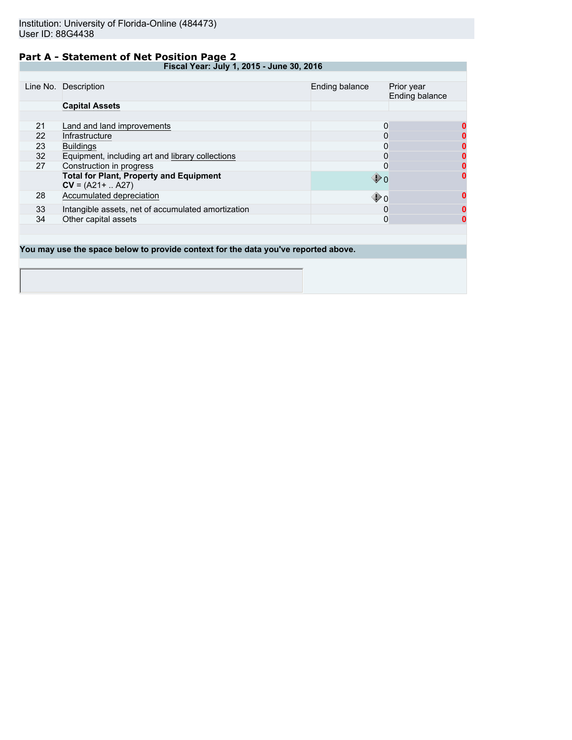Institution: University of Florida-Online (484473)
User ID: 88G4438

## Part A - Statement of Net Position Page 2

**Fiscal Year: July 1, 2015 - June 30, 2016**

| Line No. | Description | Ending balance | Prior year Ending balance |
|---|---|---|---|
| | **Capital Assets** | | |
| 21 | Land and land improvements | 0 | 0 |
| 22 | Infrastructure | 0 | 0 |
| 23 | Buildings | 0 | 0 |
| 32 | Equipment, including art and library collections | 0 | 0 |
| 27 | Construction in progress | 0 | 0 |
| | **Total for Plant, Property and Equipment** **CV** = (A21+ .. A27) | 0 | 0 |
| 28 | Accumulated depreciation | 0 | 0 |
| 33 | Intangible assets, net of accumulated amortization | 0 | 0 |
| 34 | Other capital assets | 0 | 0 |

**You may use the space below to provide context for the data you've reported above.**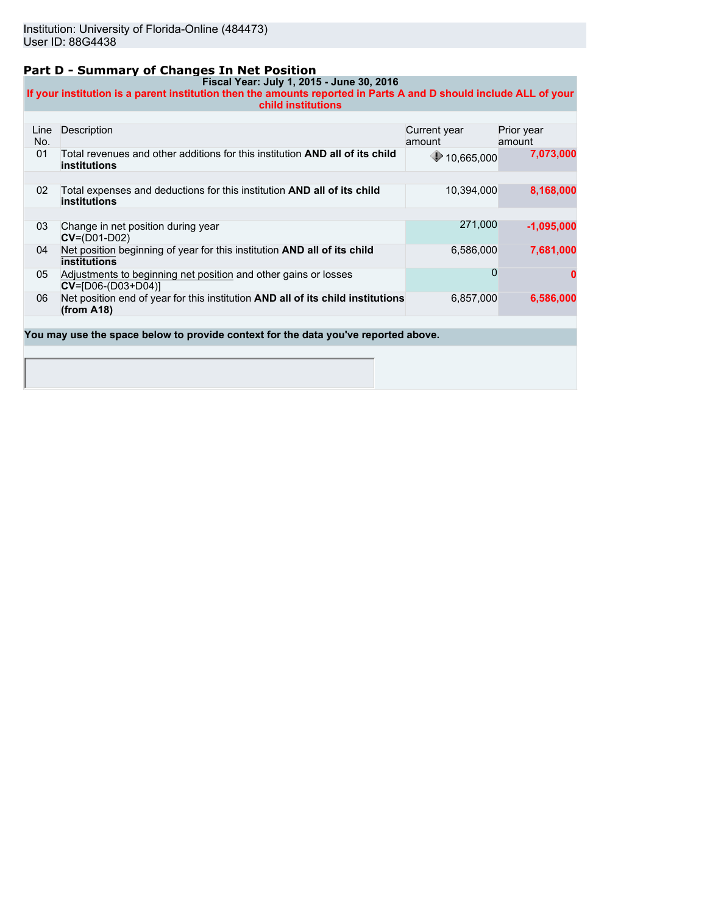Institution: University of Florida-Online (484473)
User ID: 88G4438

## Part D - Summary of Changes In Net Position

**Fiscal Year: July 1, 2015 - June 30, 2016**

**If your institution is a parent institution then the amounts reported in Parts A and D should include ALL of your child institutions**

| Line No. | Description | Current year amount | Prior year amount |
|---|---|---|---|
| 01 | Total revenues and other additions for this institution **AND all of its child institutions** | 10,665,000 | **7,073,000** |
| 02 | Total expenses and deductions for this institution **AND all of its child institutions** | 10,394,000 | **8,168,000** |
| 03 | Change in net position during year **CV**=(D01-D02) | 271,000 | **-1,095,000** |
| 04 | Net position beginning of year for this institution **AND all of its child institutions** | 6,586,000 | **7,681,000** |
| 05 | Adjustments to beginning net position and other gains or losses **CV**=[D06-(D03+D04)] | 0 | **0** |
| 06 | Net position end of year for this institution **AND all of its child institutions (from A18)** | 6,857,000 | **6,586,000** |

**You may use the space below to provide context for the data you've reported above.**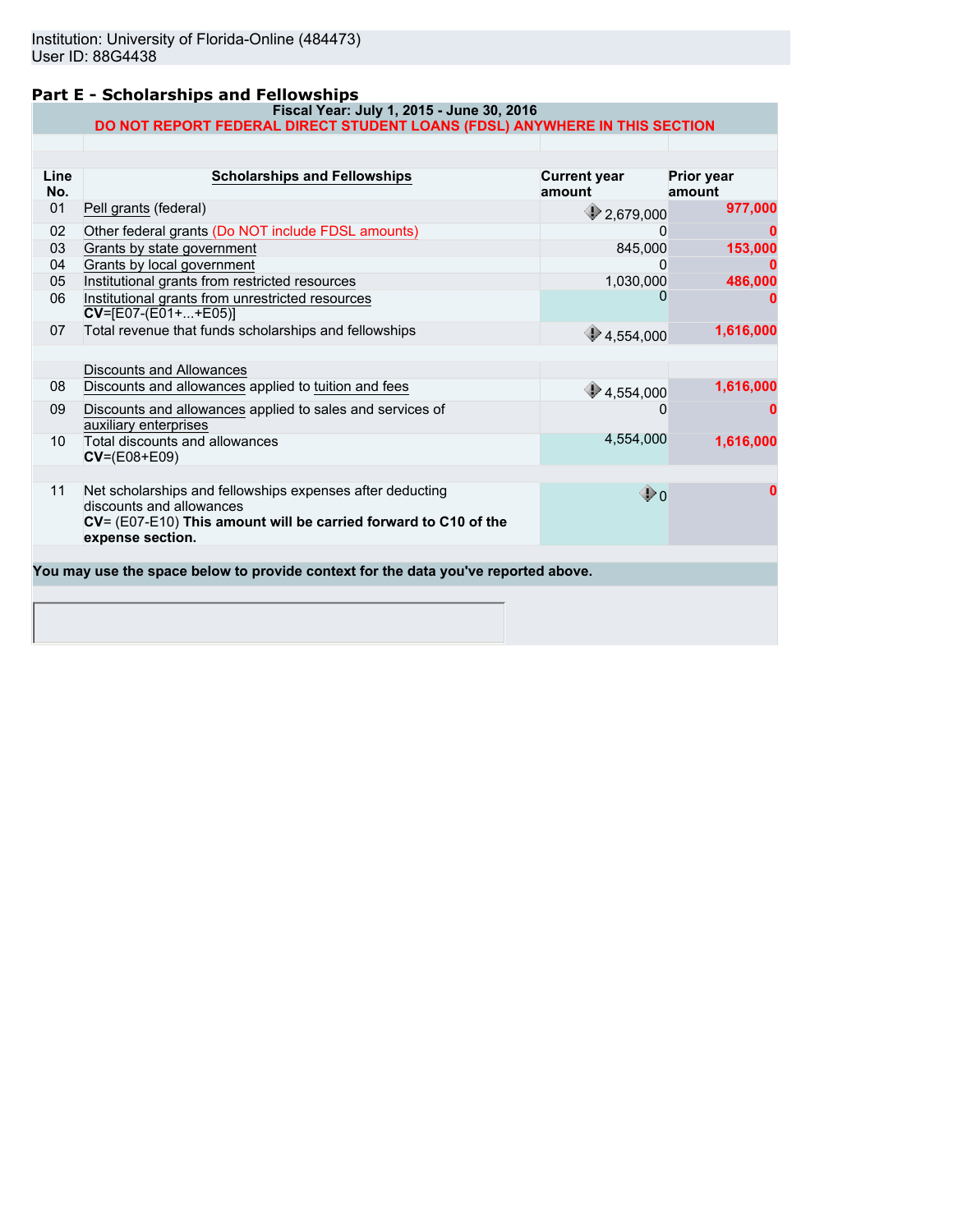Institution: University of Florida-Online (484473)
User ID: 88G4438

## Part E - Scholarships and Fellowships

**Fiscal Year: July 1, 2015 - June 30, 2016**

**DO NOT REPORT FEDERAL DIRECT STUDENT LOANS (FDSL) ANYWHERE IN THIS SECTION**

| Line No. | Scholarships and Fellowships | Current year amount | Prior year amount |
|---|---|---|---|
| 01 | Pell grants (federal) | 2,679,000 | 977,000 |
| 02 | Other federal grants (Do NOT include FDSL amounts) | 0 | 0 |
| 03 | Grants by state government | 845,000 | 153,000 |
| 04 | Grants by local government | 0 | 0 |
| 05 | Institutional grants from restricted resources | 1,030,000 | 486,000 |
| 06 | Institutional grants from unrestricted resources **CV**=[E07-(E01+...+E05)] | 0 | 0 |
| 07 | Total revenue that funds scholarships and fellowships | 4,554,000 | 1,616,000 |
| | Discounts and Allowances | | |
| 08 | Discounts and allowances applied to tuition and fees | 4,554,000 | 1,616,000 |
| 09 | Discounts and allowances applied to sales and services of auxiliary enterprises | 0 | 0 |
| 10 | Total discounts and allowances **CV**=(E08+E09) | 4,554,000 | 1,616,000 |
| 11 | Net scholarships and fellowships expenses after deducting discounts and allowances **CV**= (E07-E10) **This amount will be carried forward to C10 of the expense section.** | 0 | 0 |

**You may use the space below to provide context for the data you've reported above.**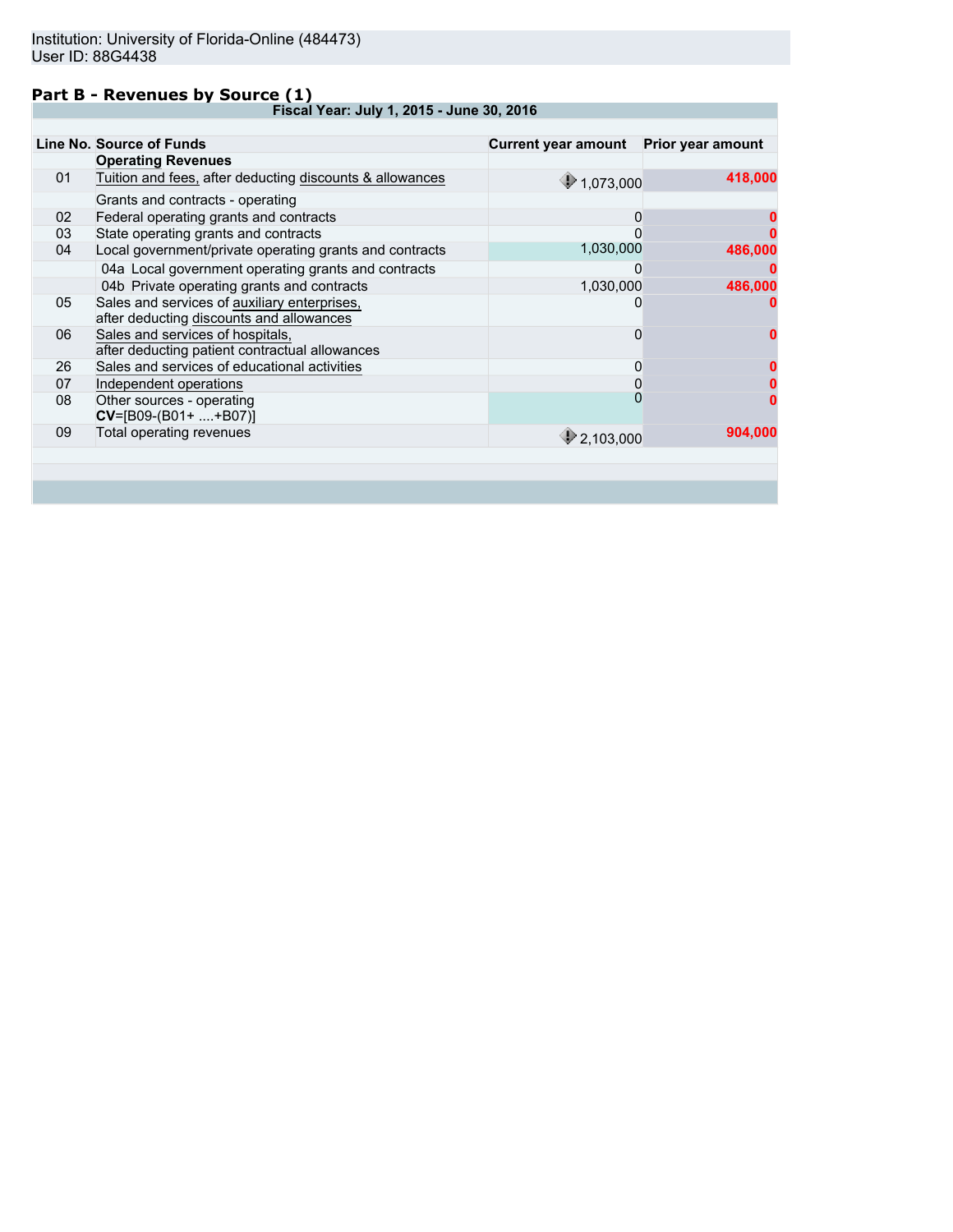Institution: University of Florida-Online (484473)
User ID: 88G4438

## Part B - Revenues by Source (1)

| Fiscal Year: July 1, 2015 - June 30, 2016 | | | |
|---|---|---|---|
| **Line No.** | **Source of Funds** | **Current year amount** | **Prior year amount** |
| | **Operating Revenues** | | |
| 01 | Tuition and fees, after deducting discounts & allowances | 1,073,000 | 418,000 |
| | Grants and contracts - operating | | |
| 02 | Federal operating grants and contracts | 0 | 0 |
| 03 | State operating grants and contracts | 0 | 0 |
| 04 | Local government/private operating grants and contracts | 1,030,000 | 486,000 |
| | 04a Local government operating grants and contracts | 0 | 0 |
| | 04b Private operating grants and contracts | 1,030,000 | 486,000 |
| 05 | Sales and services of auxiliary enterprises, after deducting discounts and allowances | 0 | 0 |
| 06 | Sales and services of hospitals, after deducting patient contractual allowances | 0 | 0 |
| 26 | Sales and services of educational activities | 0 | 0 |
| 07 | Independent operations | 0 | 0 |
| 08 | Other sources - operating **CV**=[B09-(B01+ ....+B07)] | 0 | 0 |
| 09 | Total operating revenues | 2,103,000 | 904,000 |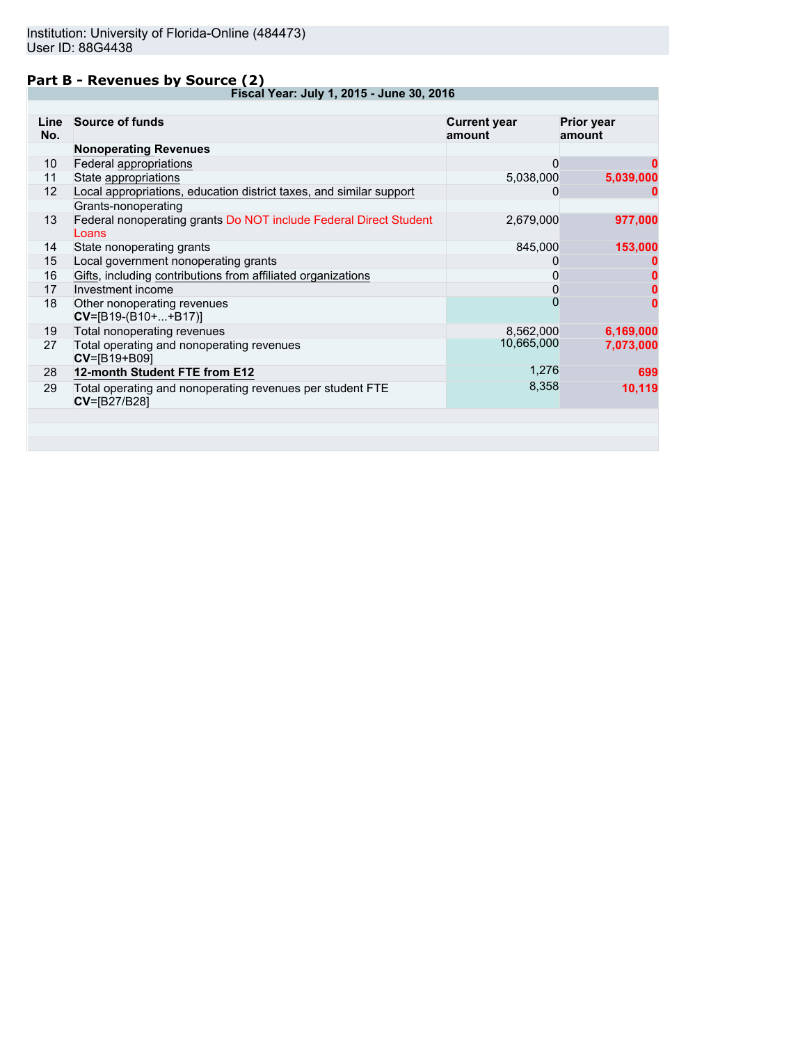Institution: University of Florida-Online (484473)
User ID: 88G4438

## Part B - Revenues by Source (2)

| Line No. | Source of funds | Current year amount | Prior year amount |
|---|---|---|---|
| | Fiscal Year: July 1, 2015 - June 30, 2016 | | |
| | **Nonoperating Revenues** | | |
| 10 | Federal appropriations | 0 | 0 |
| 11 | State appropriations | 5,038,000 | 5,039,000 |
| 12 | Local appropriations, education district taxes, and similar support | 0 | 0 |
| | Grants-nonoperating | | |
| 13 | Federal nonoperating grants Do NOT include Federal Direct Student Loans | 2,679,000 | 977,000 |
| 14 | State nonoperating grants | 845,000 | 153,000 |
| 15 | Local government nonoperating grants | 0 | 0 |
| 16 | Gifts, including contributions from affiliated organizations | 0 | 0 |
| 17 | Investment income | 0 | 0 |
| 18 | Other nonoperating revenues **CV**=[B19-(B10+...+B17)] | 0 | 0 |
| 19 | Total nonoperating revenues | 8,562,000 | 6,169,000 |
| 27 | Total operating and nonoperating revenues **CV**=[B19+B09] | 10,665,000 | 7,073,000 |
| 28 | **12-month Student FTE from E12** | 1,276 | 699 |
| 29 | Total operating and nonoperating revenues per student FTE **CV**=[B27/B28] | 8,358 | 10,119 |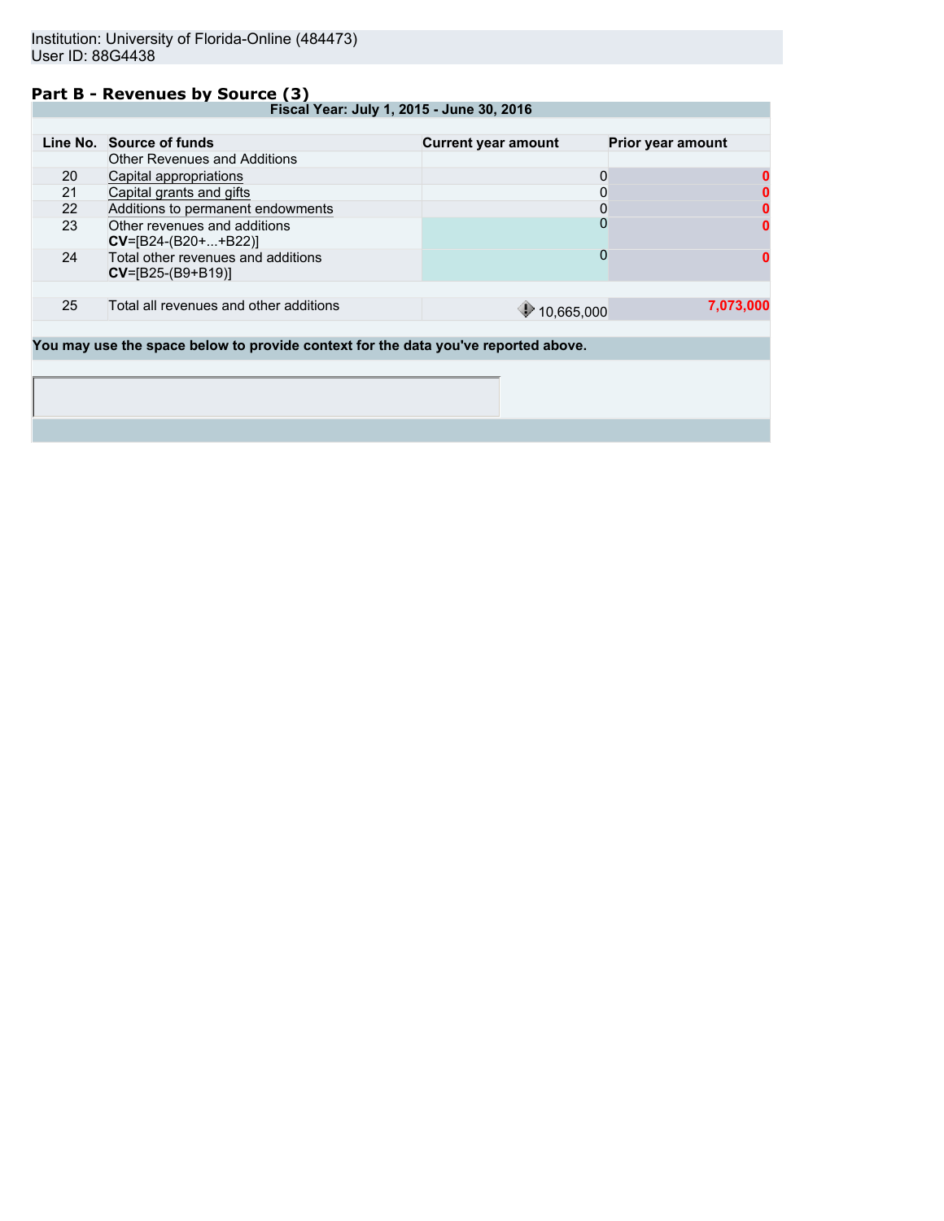Institution: University of Florida-Online (484473)
User ID: 88G4438

## Part B - Revenues by Source (3)

| Fiscal Year: July 1, 2015 - June 30, 2016 | | | |
|---|---|---|---|
| **Line No.** | **Source of funds** | **Current year amount** | **Prior year amount** |
| | Other Revenues and Additions | | |
| 20 | Capital appropriations | 0 | 0 |
| 21 | Capital grants and gifts | 0 | 0 |
| 22 | Additions to permanent endowments | 0 | 0 |
| 23 | Other revenues and additions **CV**=[B24-(B20+...+B22)] | 0 | 0 |
| 24 | Total other revenues and additions **CV**=[B25-(B9+B19)] | 0 | 0 |
| 25 | Total all revenues and other additions | 10,665,000 | 7,073,000 |

**You may use the space below to provide context for the data you've reported above.**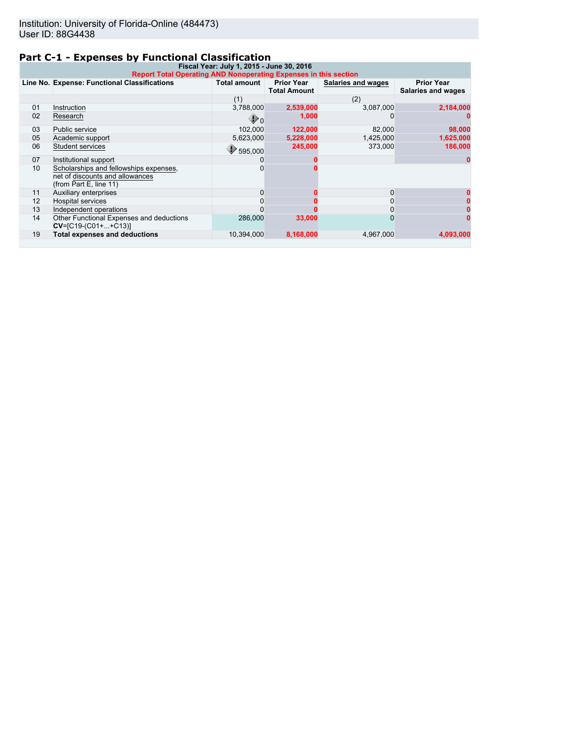Institution: University of Florida-Online (484473)
User ID: 88G4438

## Part C-1 - Expenses by Functional Classification

| | Fiscal Year: July 1, 2015 - June 30, 2016 | | | | |
|---|---|---|---|---|---|
| | Report Total Operating AND Nonoperating Expenses in this section | | | | |
| Line No. | Expense: Functional Classifications | Total amount | Prior Year Total Amount | Salaries and wages | Prior Year Salaries and wages |
| | | (1) | | (2) | |
| 01 | Instruction | 3,788,000 | 2,539,000 | 3,087,000 | 2,184,000 |
| 02 | Research | 0 | 1,000 | 0 | 0 |
| 03 | Public service | 102,000 | 122,000 | 82,000 | 98,000 |
| 05 | Academic support | 5,623,000 | 5,228,000 | 1,425,000 | 1,625,000 |
| 06 | Student services | 595,000 | 245,000 | 373,000 | 186,000 |
| 07 | Institutional support | 0 | 0 | | 0 |
| 10 | Scholarships and fellowships expenses, net of discounts and allowances (from Part E, line 11) | 0 | 0 | | |
| 11 | Auxiliary enterprises | 0 | 0 | 0 | 0 |
| 12 | Hospital services | 0 | 0 | 0 | 0 |
| 13 | Independent operations | 0 | 0 | 0 | 0 |
| 14 | Other Functional Expenses and deductions **CV**=[C19-(C01+...+C13)] | 286,000 | 33,000 | 0 | 0 |
| 19 | **Total expenses and deductions** | 10,394,000 | 8,168,000 | 4,967,000 | 4,093,000 |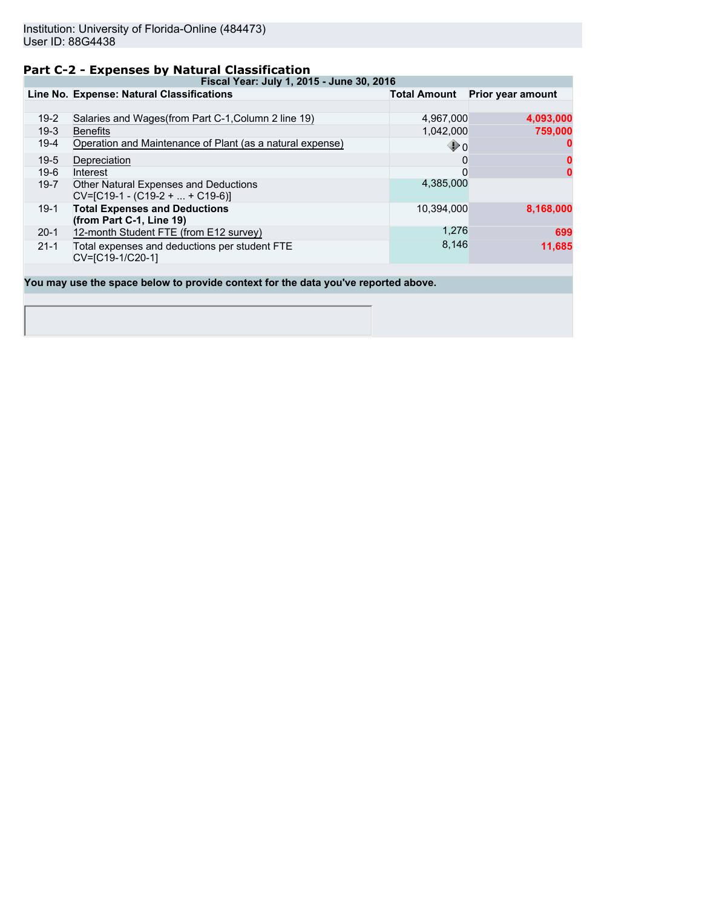Institution: University of Florida-Online (484473)
User ID: 88G4438

## Part C-2 - Expenses by Natural Classification

| Fiscal Year: July 1, 2015 - June 30, 2016 | | | |
|---|---|---|---|
| **Line No.** | **Expense: Natural Classifications** | **Total Amount** | **Prior year amount** |
| 19-2 | Salaries and Wages(from Part C-1,Column 2 line 19) | 4,967,000 | 4,093,000 |
| 19-3 | Benefits | 1,042,000 | 759,000 |
| 19-4 | Operation and Maintenance of Plant (as a natural expense) | 0 | 0 |
| 19-5 | Depreciation | 0 | 0 |
| 19-6 | Interest | 0 | 0 |
| 19-7 | Other Natural Expenses and Deductions CV=[C19-1 - (C19-2 + ... + C19-6)] | 4,385,000 | |
| 19-1 | **Total Expenses and Deductions (from Part C-1, Line 19)** | 10,394,000 | 8,168,000 |
| 20-1 | 12-month Student FTE (from E12 survey) | 1,276 | 699 |
| 21-1 | Total expenses and deductions per student FTE CV=[C19-1/C20-1] | 8,146 | 11,685 |

**You may use the space below to provide context for the data you've reported above.**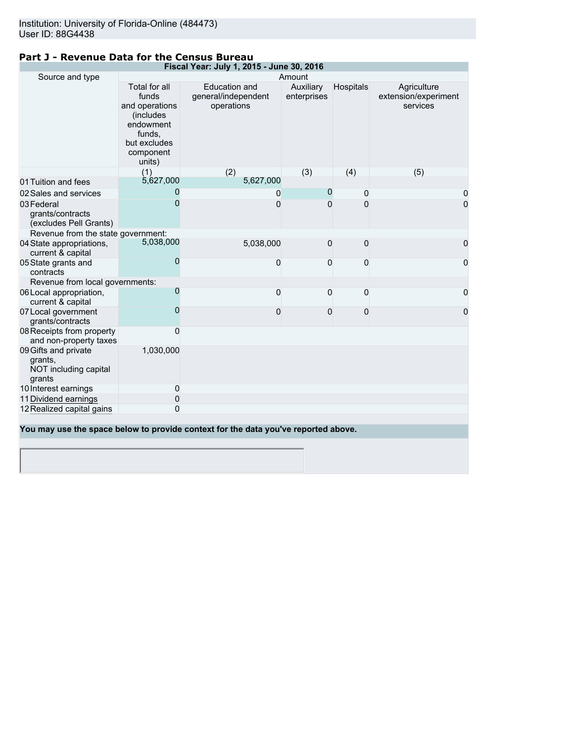Institution: University of Florida-Online (484473)
User ID: 88G4438

## Part J - Revenue Data for the Census Bureau

| Fiscal Year: July 1, 2015 - June 30, 2016 | | | | | |
|---|---|---|---|---|---|
| Source and type | Amount | | | | |
| | Total for all funds and operations (includes endowment funds, but excludes component units) | Education and general/independent operations | Auxiliary enterprises | Hospitals | Agriculture extension/experiment services |
| | (1) | (2) | (3) | (4) | (5) |
| 01 Tuition and fees | 5,627,000 | 5,627,000 | | | |
| 02 Sales and services | 0 | 0 | 0 | 0 | 0 |
| 03 Federal grants/contracts (excludes Pell Grants) | 0 | 0 | 0 | 0 | 0 |
| Revenue from the state government: | | | | | |
| 04 State appropriations, current & capital | 5,038,000 | 5,038,000 | 0 | 0 | 0 |
| 05 State grants and contracts | 0 | 0 | 0 | 0 | 0 |
| Revenue from local governments: | | | | | |
| 06 Local appropriation, current & capital | 0 | 0 | 0 | 0 | 0 |
| 07 Local government grants/contracts | 0 | 0 | 0 | 0 | 0 |
| 08 Receipts from property and non-property taxes | 0 | | | | |
| 09 Gifts and private grants, NOT including capital grants | 1,030,000 | | | | |
| 10 Interest earnings | 0 | | | | |
| 11 Dividend earnings | 0 | | | | |
| 12 Realized capital gains | 0 | | | | |

**You may use the space below to provide context for the data you've reported above.**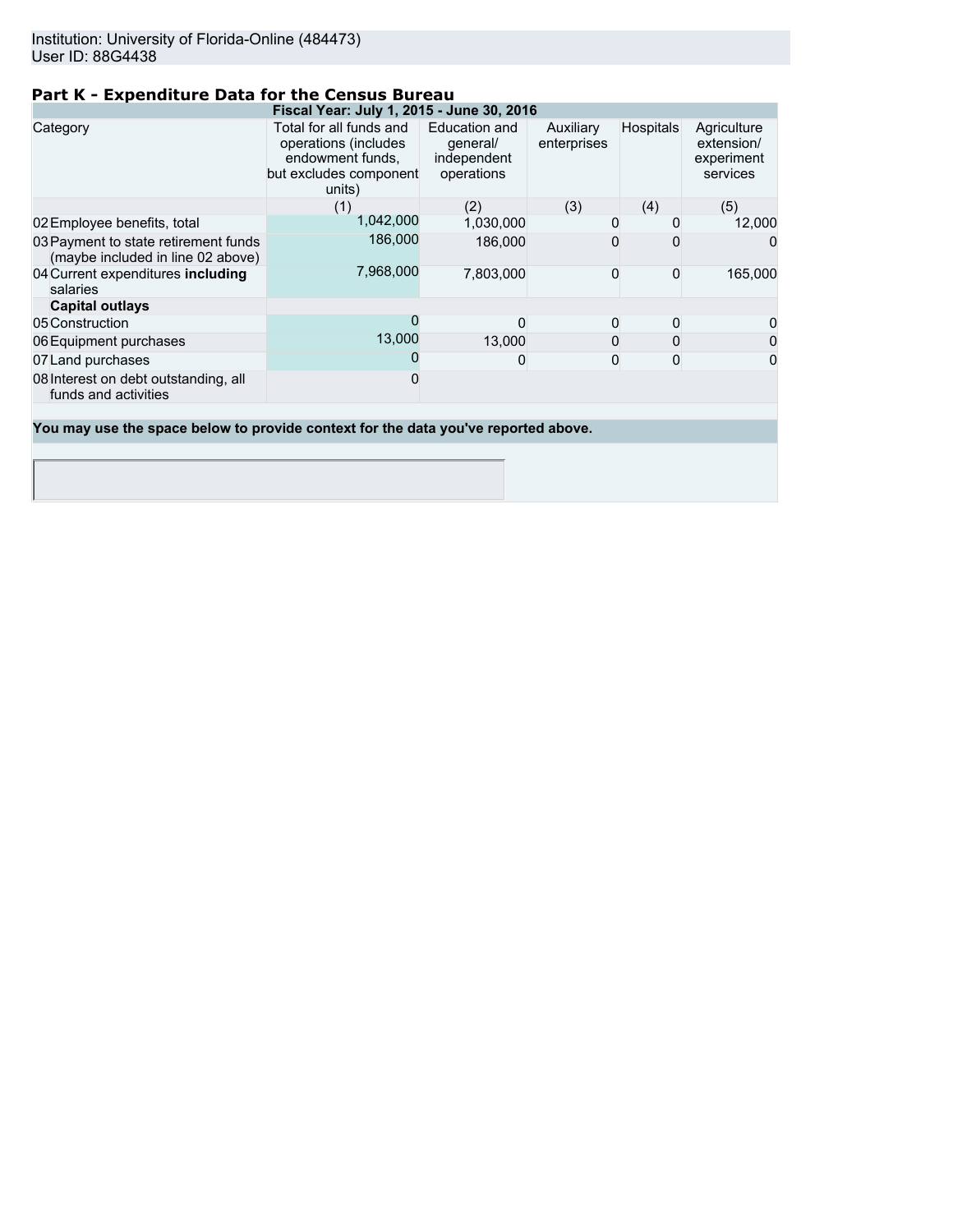Institution: University of Florida-Online (484473)
User ID: 88G4438

## Part K - Expenditure Data for the Census Bureau

| Fiscal Year: July 1, 2015 - June 30, 2016 | | | | | |
|---|---|---|---|---|---|
| Category | Total for all funds and operations (includes endowment funds, but excludes component units) | Education and general/ independent operations | Auxiliary enterprises | Hospitals | Agriculture extension/ experiment services |
| | (1) | (2) | (3) | (4) | (5) |
| 02 Employee benefits, total | 1,042,000 | 1,030,000 | 0 | 0 | 12,000 |
| 03 Payment to state retirement funds (maybe included in line 02 above) | 186,000 | 186,000 | 0 | 0 | 0 |
| 04 Current expenditures **including** salaries | 7,968,000 | 7,803,000 | 0 | 0 | 165,000 |
| **Capital outlays** | | | | | |
| 05 Construction | 0 | 0 | 0 | 0 | 0 |
| 06 Equipment purchases | 13,000 | 13,000 | 0 | 0 | 0 |
| 07 Land purchases | 0 | 0 | 0 | 0 | 0 |
| 08 Interest on debt outstanding, all funds and activities | 0 | | | | |

**You may use the space below to provide context for the data you've reported above.**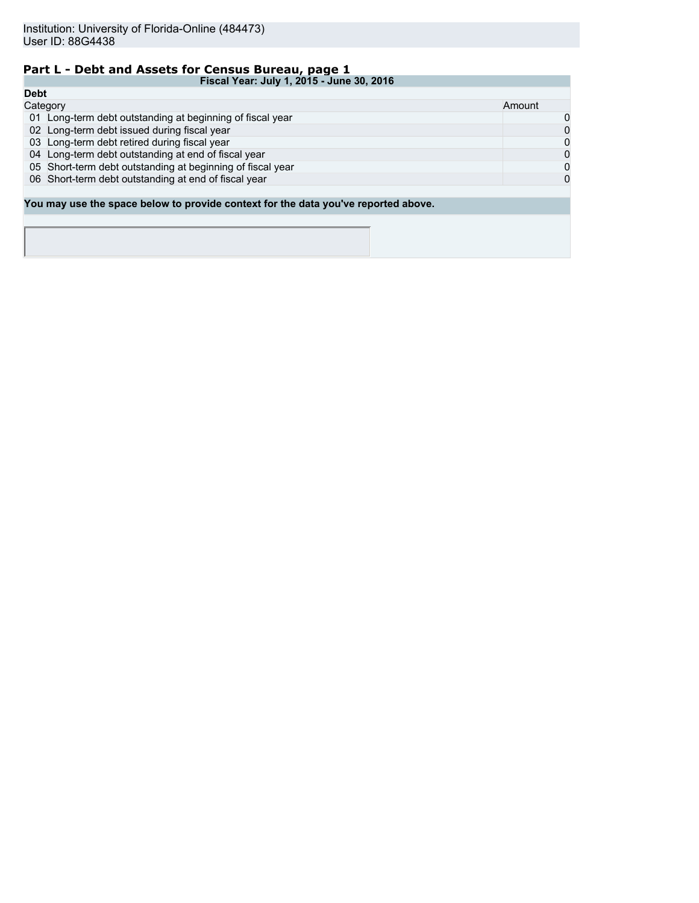Institution: University of Florida-Online (484473)
User ID: 88G4438

## Part L - Debt and Assets for Census Bureau, page 1

**Fiscal Year: July 1, 2015 - June 30, 2016**

**Debt**

| | Category | Amount |
|---|---|---|
| 01 | Long-term debt outstanding at beginning of fiscal year | 0 |
| 02 | Long-term debt issued during fiscal year | 0 |
| 03 | Long-term debt retired during fiscal year | 0 |
| 04 | Long-term debt outstanding at end of fiscal year | 0 |
| 05 | Short-term debt outstanding at beginning of fiscal year | 0 |
| 06 | Short-term debt outstanding at end of fiscal year | 0 |

**You may use the space below to provide context for the data you've reported above.**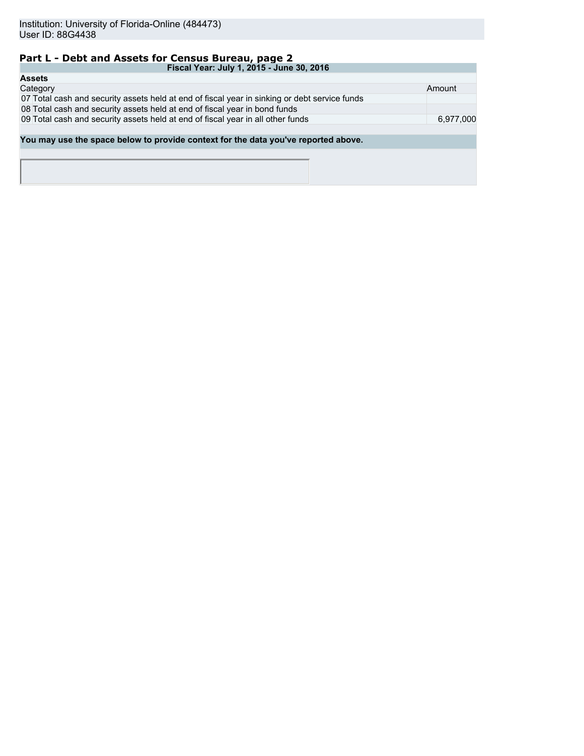Institution: University of Florida-Online (484473)
User ID: 88G4438

## Part L - Debt and Assets for Census Bureau, page 2

| Fiscal Year: July 1, 2015 - June 30, 2016 | | |
|---|---|---|
| **Assets** | | |
| Category | | Amount |
| 07 | Total cash and security assets held at end of fiscal year in sinking or debt service funds | |
| 08 | Total cash and security assets held at end of fiscal year in bond funds | |
| 09 | Total cash and security assets held at end of fiscal year in all other funds | 6,977,000 |

**You may use the space below to provide context for the data you've reported above.**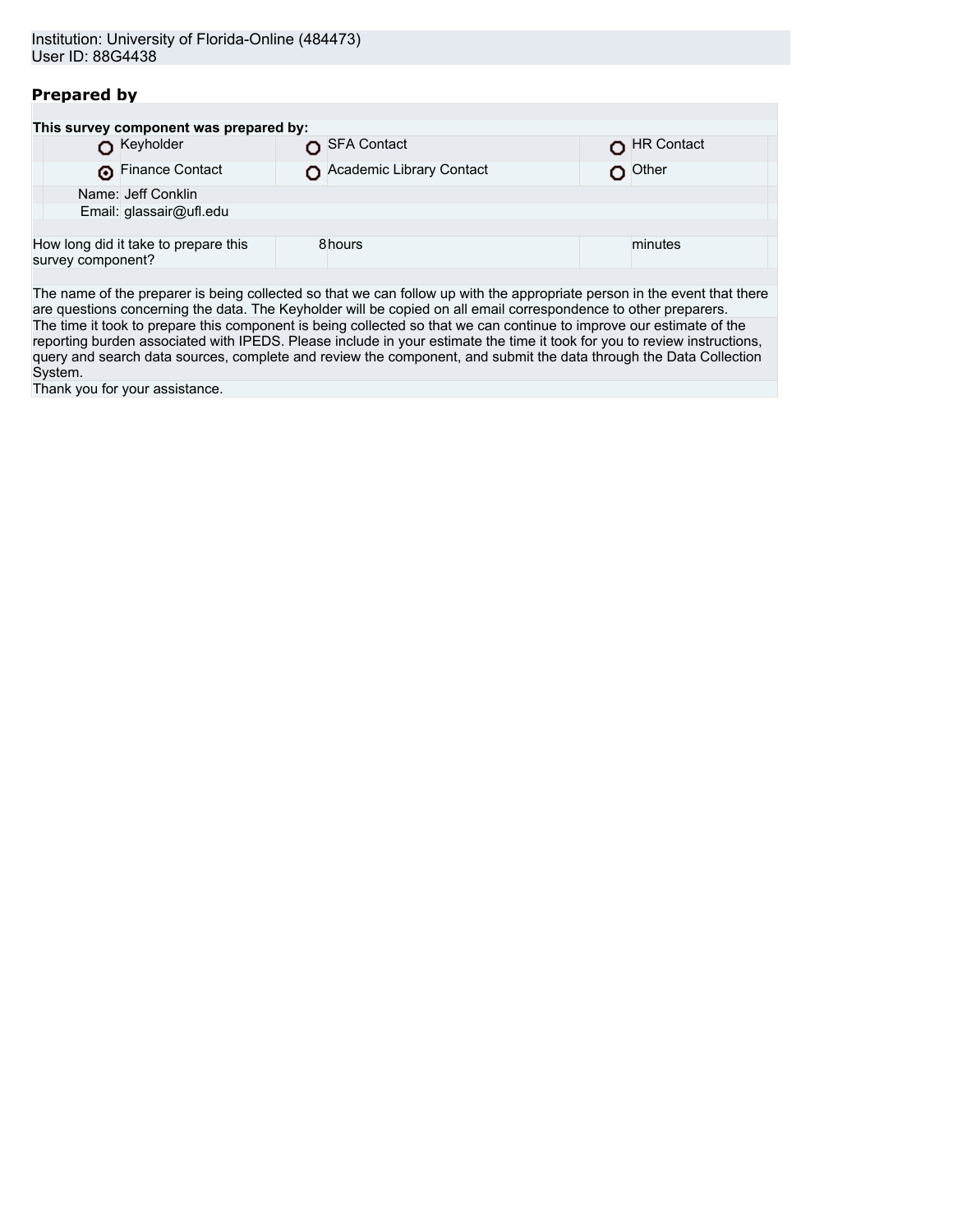Institution: University of Florida-Online (484473)
User ID: 88G4438

## Prepared by

**This survey component was prepared by:**

| | | |
|---|---|---|
| ○ Keyholder | ○ SFA Contact | ○ HR Contact |
| ⦿ Finance Contact | ○ Academic Library Contact | ○ Other |

Name: Jeff Conklin
Email: glassair@ufl.edu

| How long did it take to prepare this survey component? | 8 hours | minutes |
|---|---|---|

The name of the preparer is being collected so that we can follow up with the appropriate person in the event that there are questions concerning the data. The Keyholder will be copied on all email correspondence to other preparers.

The time it took to prepare this component is being collected so that we can continue to improve our estimate of the reporting burden associated with IPEDS. Please include in your estimate the time it took for you to review instructions, query and search data sources, complete and review the component, and submit the data through the Data Collection System.

Thank you for your assistance.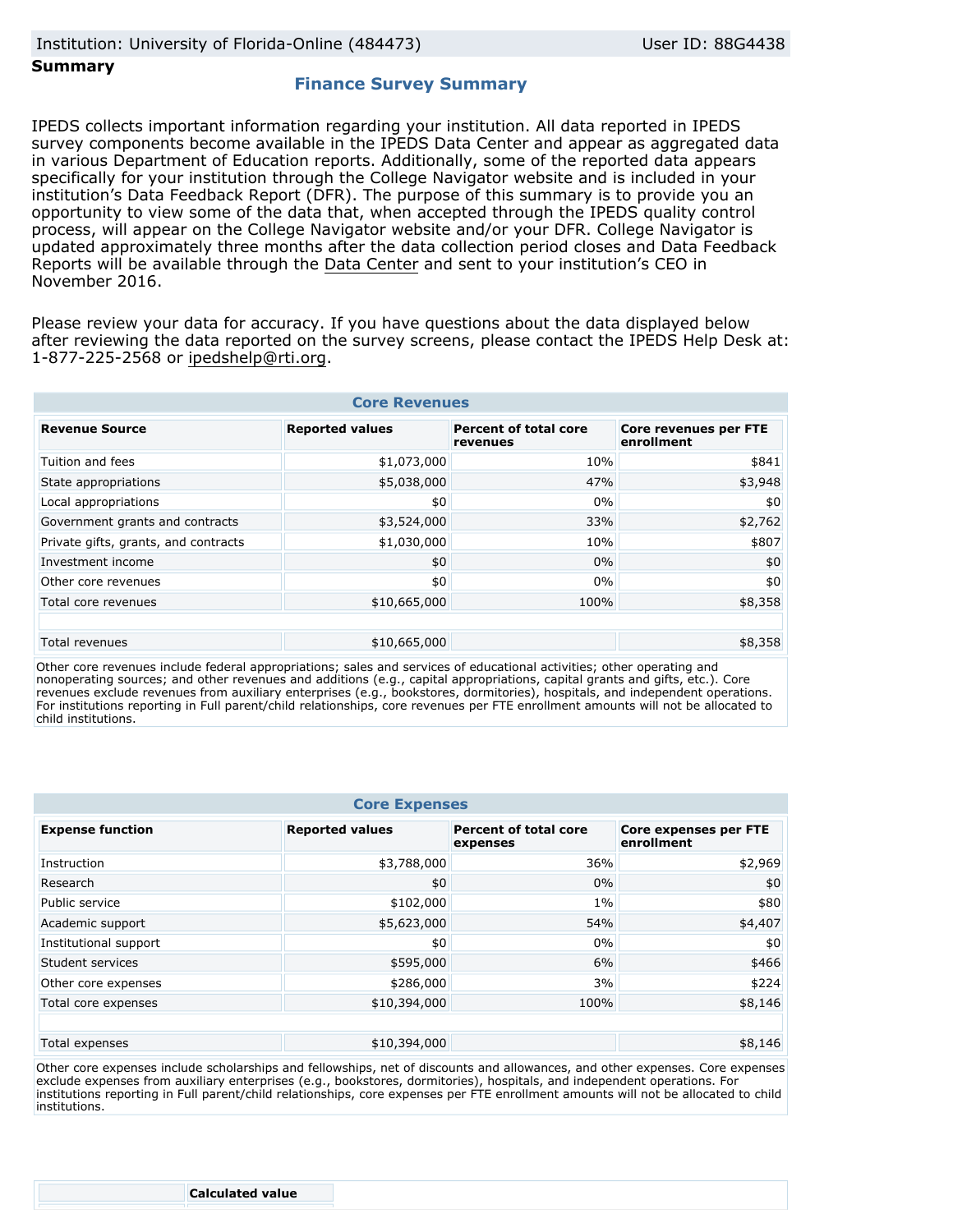Institution: University of Florida-Online (484473) User ID: 88G4438

**Summary**

## Finance Survey Summary

IPEDS collects important information regarding your institution. All data reported in IPEDS survey components become available in the IPEDS Data Center and appear as aggregated data in various Department of Education reports. Additionally, some of the reported data appears specifically for your institution through the College Navigator website and is included in your institution's Data Feedback Report (DFR). The purpose of this summary is to provide you an opportunity to view some of the data that, when accepted through the IPEDS quality control process, will appear on the College Navigator website and/or your DFR. College Navigator is updated approximately three months after the data collection period closes and Data Feedback Reports will be available through the Data Center and sent to your institution's CEO in November 2016.

Please review your data for accuracy. If you have questions about the data displayed below after reviewing the data reported on the survey screens, please contact the IPEDS Help Desk at: 1-877-225-2568 or ipedshelp@rti.org.

### Core Revenues

| Revenue Source | Reported values | Percent of total core revenues | Core revenues per FTE enrollment |
|---|---|---|---|
| Tuition and fees | $1,073,000 | 10% | $841 |
| State appropriations | $5,038,000 | 47% | $3,948 |
| Local appropriations | $0 | 0% | $0 |
| Government grants and contracts | $3,524,000 | 33% | $2,762 |
| Private gifts, grants, and contracts | $1,030,000 | 10% | $807 |
| Investment income | $0 | 0% | $0 |
| Other core revenues | $0 | 0% | $0 |
| Total core revenues | $10,665,000 | 100% | $8,358 |
| | | | |
| Total revenues | $10,665,000 | | $8,358 |

Other core revenues include federal appropriations; sales and services of educational activities; other operating and nonoperating sources; and other revenues and additions (e.g., capital appropriations, capital grants and gifts, etc.). Core revenues exclude revenues from auxiliary enterprises (e.g., bookstores, dormitories), hospitals, and independent operations. For institutions reporting in Full parent/child relationships, core revenues per FTE enrollment amounts will not be allocated to child institutions.

### Core Expenses

| Expense function | Reported values | Percent of total core expenses | Core expenses per FTE enrollment |
|---|---|---|---|
| Instruction | $3,788,000 | 36% | $2,969 |
| Research | $0 | 0% | $0 |
| Public service | $102,000 | 1% | $80 |
| Academic support | $5,623,000 | 54% | $4,407 |
| Institutional support | $0 | 0% | $0 |
| Student services | $595,000 | 6% | $466 |
| Other core expenses | $286,000 | 3% | $224 |
| Total core expenses | $10,394,000 | 100% | $8,146 |
| | | | |
| Total expenses | $10,394,000 | | $8,146 |

Other core expenses include scholarships and fellowships, net of discounts and allowances, and other expenses. Core expenses exclude expenses from auxiliary enterprises (e.g., bookstores, dormitories), hospitals, and independent operations. For institutions reporting in Full parent/child relationships, core expenses per FTE enrollment amounts will not be allocated to child institutions.

| | Calculated value |
|---|---|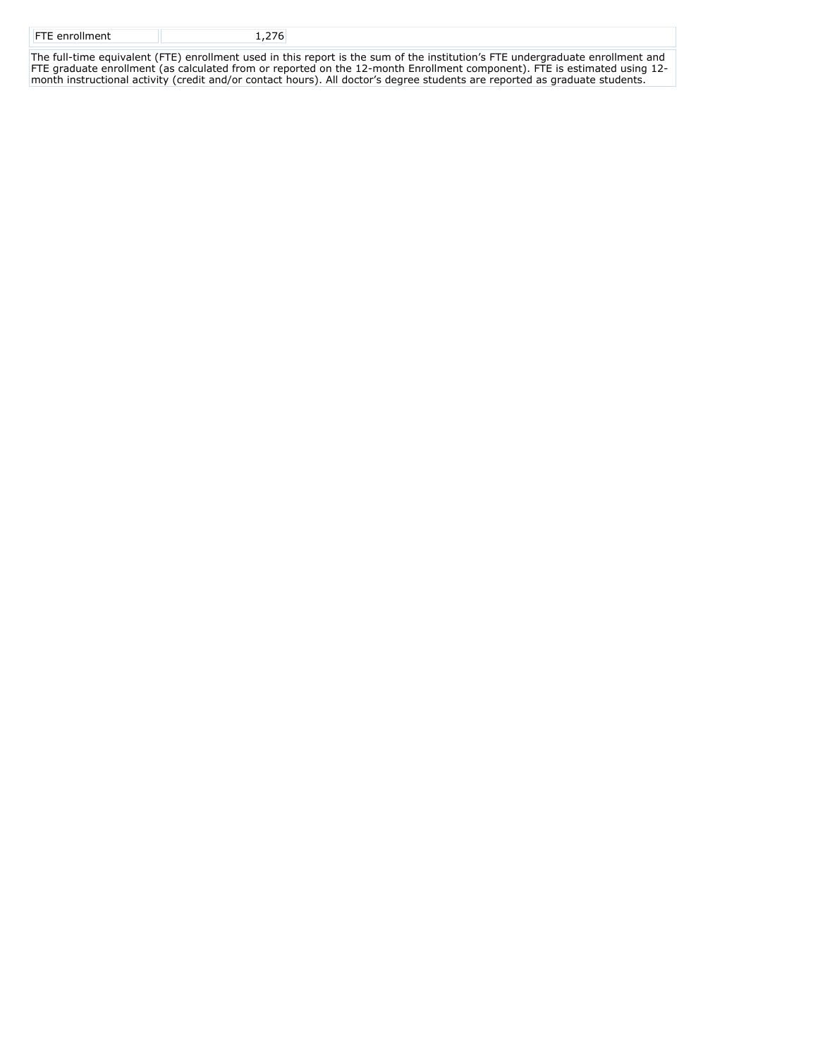| FTE enrollment | 1,276 |
| --- | --- |

The full-time equivalent (FTE) enrollment used in this report is the sum of the institution's FTE undergraduate enrollment and FTE graduate enrollment (as calculated from or reported on the 12-month Enrollment component). FTE is estimated using 12-month instructional activity (credit and/or contact hours). All doctor's degree students are reported as graduate students.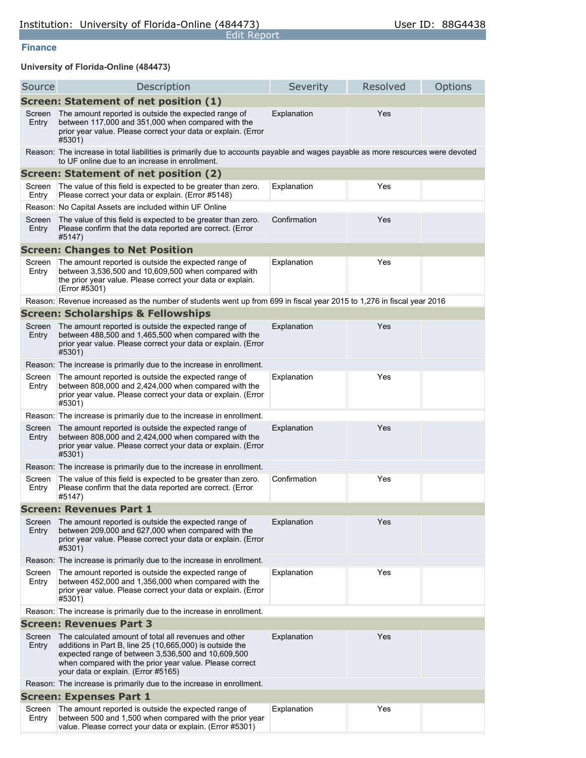Institution: University of Florida-Online (484473)

User ID: 88G4438

Edit Report

## Finance

**University of Florida-Online (484473)**

| Source | Description | Severity | Resolved | Options |
|---|---|---|---|---|
| **Screen: Statement of net position (1)** | | | | |
| Screen Entry | The amount reported is outside the expected range of between 117,000 and 351,000 when compared with the prior year value. Please correct your data or explain. (Error #5301) | Explanation | Yes | |
| Reason: | The increase in total liabilities is primarily due to accounts payable and wages payable as more resources were devoted to UF online due to an increase in enrollment. | | | |
| **Screen: Statement of net position (2)** | | | | |
| Screen Entry | The value of this field is expected to be greater than zero. Please correct your data or explain. (Error #5148) | Explanation | Yes | |
| Reason: | No Capital Assets are included within UF Online | | | |
| Screen Entry | The value of this field is expected to be greater than zero. Please confirm that the data reported are correct. (Error #5147) | Confirmation | Yes | |
| **Screen: Changes to Net Position** | | | | |
| Screen Entry | The amount reported is outside the expected range of between 3,536,500 and 10,609,500 when compared with the prior year value. Please correct your data or explain. (Error #5301) | Explanation | Yes | |
| Reason: | Revenue increased as the number of students went up from 699 in fiscal year 2015 to 1,276 in fiscal year 2016 | | | |
| **Screen: Scholarships & Fellowships** | | | | |
| Screen Entry | The amount reported is outside the expected range of between 488,500 and 1,465,500 when compared with the prior year value. Please correct your data or explain. (Error #5301) | Explanation | Yes | |
| Reason: | The increase is primarily due to the increase in enrollment. | | | |
| Screen Entry | The amount reported is outside the expected range of between 808,000 and 2,424,000 when compared with the prior year value. Please correct your data or explain. (Error #5301) | Explanation | Yes | |
| Reason: | The increase is primarily due to the increase in enrollment. | | | |
| Screen Entry | The amount reported is outside the expected range of between 808,000 and 2,424,000 when compared with the prior year value. Please correct your data or explain. (Error #5301) | Explanation | Yes | |
| Reason: | The increase is primarily due to the increase in enrollment. | | | |
| Screen Entry | The value of this field is expected to be greater than zero. Please confirm that the data reported are correct. (Error #5147) | Confirmation | Yes | |
| **Screen: Revenues Part 1** | | | | |
| Screen Entry | The amount reported is outside the expected range of between 209,000 and 627,000 when compared with the prior year value. Please correct your data or explain. (Error #5301) | Explanation | Yes | |
| Reason: | The increase is primarily due to the increase in enrollment. | | | |
| Screen Entry | The amount reported is outside the expected range of between 452,000 and 1,356,000 when compared with the prior year value. Please correct your data or explain. (Error #5301) | Explanation | Yes | |
| Reason: | The increase is primarily due to the increase in enrollment. | | | |
| **Screen: Revenues Part 3** | | | | |
| Screen Entry | The calculated amount of total all revenues and other additions in Part B, line 25 (10,665,000) is outside the expected range of between 3,536,500 and 10,609,500 when compared with the prior year value. Please correct your data or explain. (Error #5165) | Explanation | Yes | |
| Reason: | The increase is primarily due to the increase in enrollment. | | | |
| **Screen: Expenses Part 1** | | | | |
| Screen Entry | The amount reported is outside the expected range of between 500 and 1,500 when compared with the prior year value. Please correct your data or explain. (Error #5301) | Explanation | Yes | |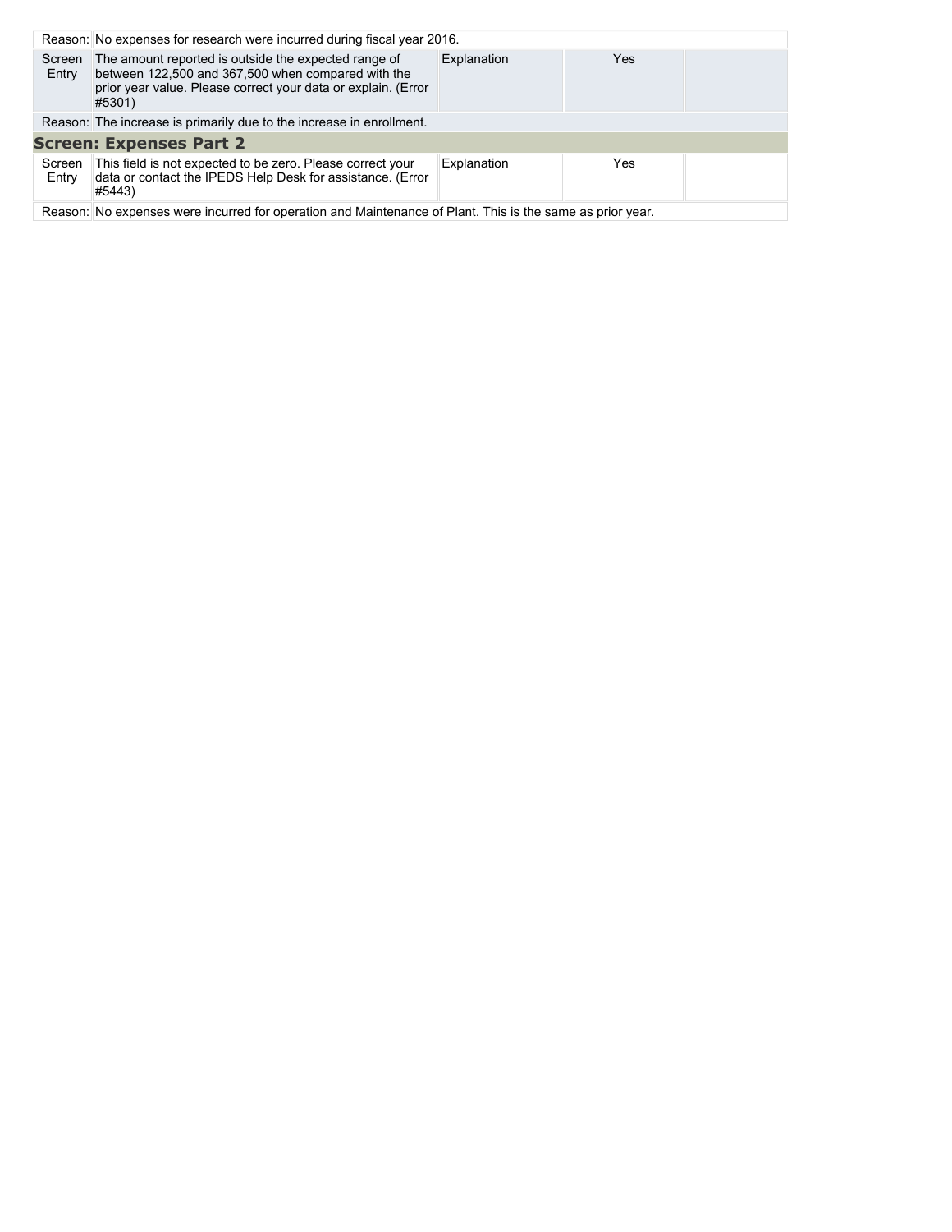| | | | | |
|---|---|---|---|---|
| Reason: | No expenses for research were incurred during fiscal year 2016. | | | |
| Screen Entry | The amount reported is outside the expected range of between 122,500 and 367,500 when compared with the prior year value. Please correct your data or explain. (Error #5301) | Explanation | Yes | |
| Reason: | The increase is primarily due to the increase in enrollment. | | | |

## Screen: Expenses Part 2

| | | | | |
|---|---|---|---|---|
| Screen Entry | This field is not expected to be zero. Please correct your data or contact the IPEDS Help Desk for assistance. (Error #5443) | Explanation | Yes | |
| Reason: | No expenses were incurred for operation and Maintenance of Plant. This is the same as prior year. | | | |